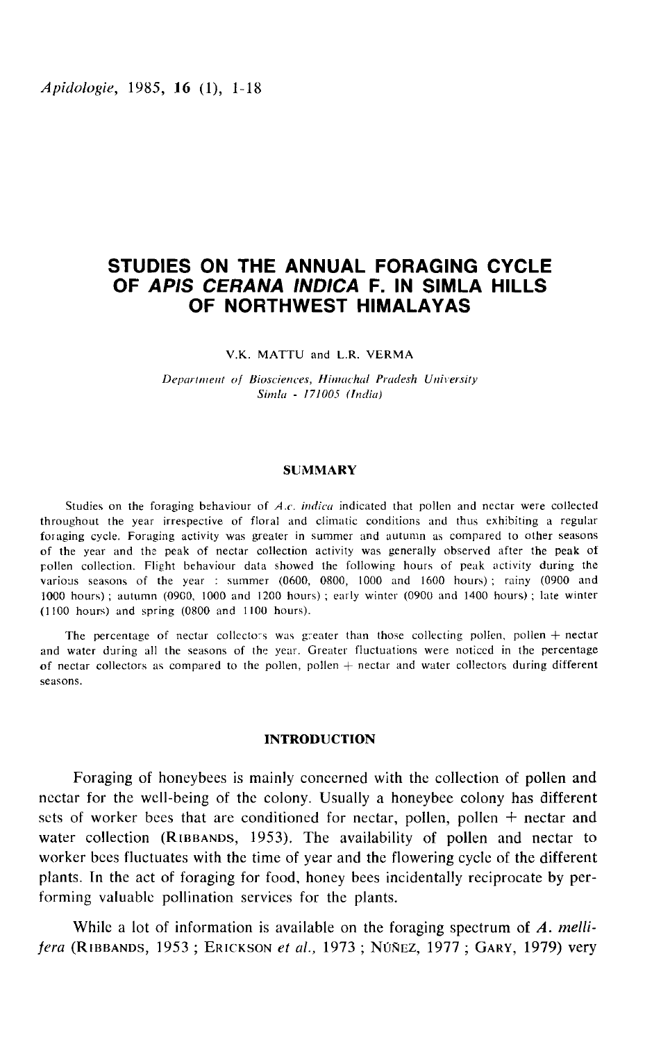# STUDIES ON THE ANNUAL FORAGING CYCLE OF *APIS CERANA INDICA* F. IN SIMLA HILLS OF NORTHWEST HIMALAYAS

V.K. MATTU and L.R. VERMA

*Department of Biosciences, Himachal Pradesh University Simla - 171005 (India)*

## SUMMARY

Studies on the foraging behaviour of *A.c. indica* indicated that pollen and nectar were collected throughout the year irrespective of floral and climatic conditions and thus exhibiting a regular foraging cycle. Foraging activity was greater in summer and autumn as compared to other seasons of the year and the peak of nectar collection activity was generally observed after the peak of pollen collection. Flight behaviour data showed the following hours of peak activity during the various seasons of the year : summer (0600, 0800, 1000 and 1600 hours) ; rainy (0900 and 1000 hours) ; autumn (0900, 1000 and 1200 hours) ; early winter (0900 and 1400 hours) ; late winter (1100 hours) and spring (0800 and 1100 hours).

The percentage of nectar collectors was greater than those collecting pollen, pollen + nectar and water during all the seasons of the year. Greater fluctuations were noticed in the percentage of nectar collectors as compared to the pollen, pollen + nectar and water collectors during different seasons.

## INTRODUCTION

Foraging of honeybees is mainly concerned with the collection of pollen and nectar for the well-being of the colony. Usually a honeybee colony has different sets of worker bees that are conditioned for nectar, pollen, pollen + nectar and water collection (RIBBANDS, 1953). The availability of pollen and nectar to worker bees fluctuates with the time of year and the flowering cycle of the different plants. In the act of foraging for food, honey bees incidentally reciprocate by performing valuable pollination services for the plants.

While a lot of information is available on the foraging spectrum of *A. mellifera* (RIBBANDS, 1953 ; ERICKSON *et al.*, 1973 ; NÚÑEZ, 1977 ; GARY, 1979) very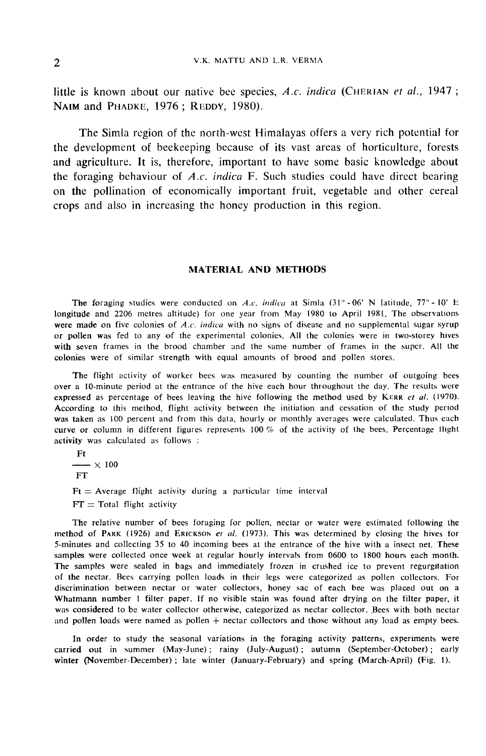little is known about our native bee species, *A.c. indica* (CHERIAN *et al.*, 1947 ; NAIM and PHADKE, 1976 ; REDDY, 1980).

The Simla region of the north-west Himalayas offers a very rich potential for the development of beekeeping because of its vast areas of horticulture, forests and agriculture. It is, therefore, important to have some basic knowledge about the foraging behaviour of *A.c. indica* F. Such studies could have direct bearing on the pollination of economically important fruit, vegetable and other cereal crops and also in increasing the honey production in this region.

## MATERIAL AND METHODS

The foraging studies were conducted on *A.c. indica* at Simla (31° - 06' N latitude, 77° - 10' E longitude and 2206 metres altitude) for one year from May 1980 to April 1981. The observations were made on five colonies of *A.c. indica* with no signs of disease and no supplemental sugar syrup or pollen was fed to any of the experimental colonies. All the colonies were in two-storey hives with seven frames in the brood chamber and the same number of frames in the super. All the colonies were of similar strength with equal amounts of brood and pollen stores.

The flight activity of worker bees was measured by counting the number of outgoing bees over a 10-minute period at the entrance of the hive each hour throughout the day. The results were expressed as percentage of bees leaving the hive following the method used by KERR *et al.* (1970). According to this method, flight activity between the initiation and cessation of the study period was taken as 100 percent and from this data, hourly or monthly averages were calculated. Thus each curve or column in different figures represents 100 % of the activity of the bees. Percentage flight activity was calculated as follows :

$$\frac{Ft}{FT} \times 100$$

Ft = Average flight activity during a particular time interval

FT = Total flight activity

The relative number of bees foraging for pollen, nectar or water were estimated following the method of PARK (1926) and ERICKSON *et al.* (1973). This was determined by closing the hives for 5-minutes and collecting 35 to 40 incoming bees at the entrance of the hive with a insect net. These samples were collected once week at regular hourly intervals from 0600 to 1800 hours each month. The samples were sealed in bags and immediately frozen in crushed ice to prevent regurgitation of the nectar. Bees carrying pollen loads in their legs were categorized as pollen collectors. For discrimination between nectar or water collectors, honey sac of each bee was placed out on a Whatmann number 1 filter paper. If no visible stain was found after drying on the filter paper, it was considered to be water collector otherwise, categorized as nectar collector. Bees with both nectar and pollen loads were named as pollen + nectar collectors and those without any load as empty bees.

In order to study the seasonal variations in the foraging activity patterns, experiments were carried out in summer (May-June) ; rainy (July-August) ; autumn (September-October) ; early winter (November-December) ; late winter (January-February) and spring (March-April) (Fig. 1).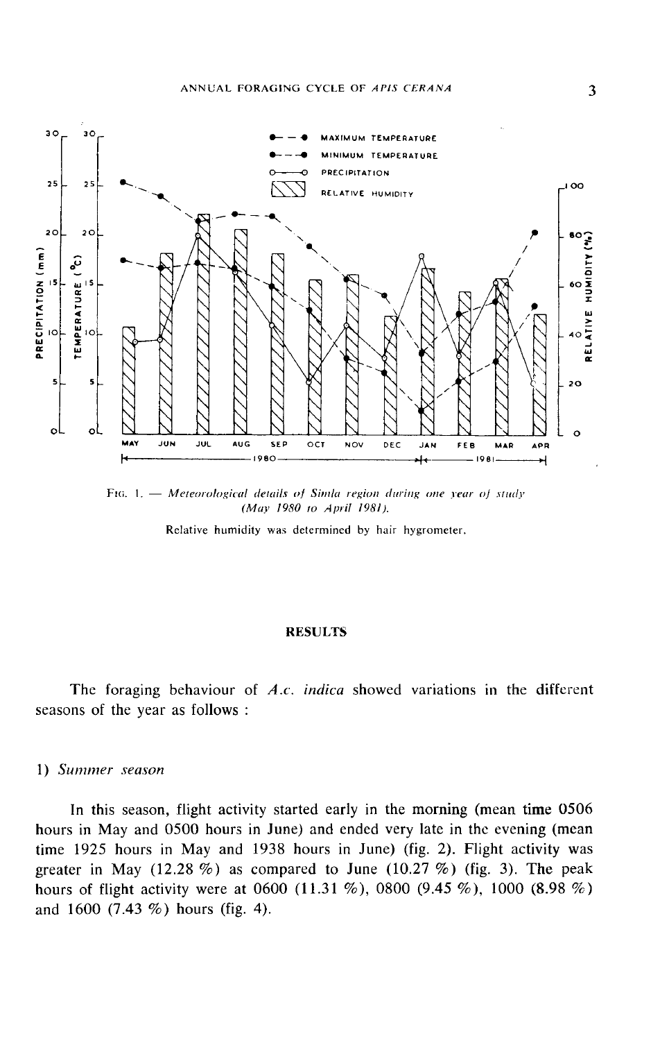Fig. 1. — *Meteorological details of Simla region during one year of study (May 1980 to April 1981).*

Relative humidity was determined by hair hygrometer.

## RESULTS

The foraging behaviour of *A.c. indica* showed variations in the different seasons of the year as follows :

### 1) *Summer season*

In this season, flight activity started early in the morning (mean time 0506 hours in May and 0500 hours in June) and ended very late in the evening (mean time 1925 hours in May and 1938 hours in June) (fig. 2). Flight activity was greater in May (12.28 %) as compared to June (10.27 %) (fig. 3). The peak hours of flight activity were at 0600 (11.31 %), 0800 (9.45 %), 1000 (8.98 %) and 1600 (7.43 %) hours (fig. 4).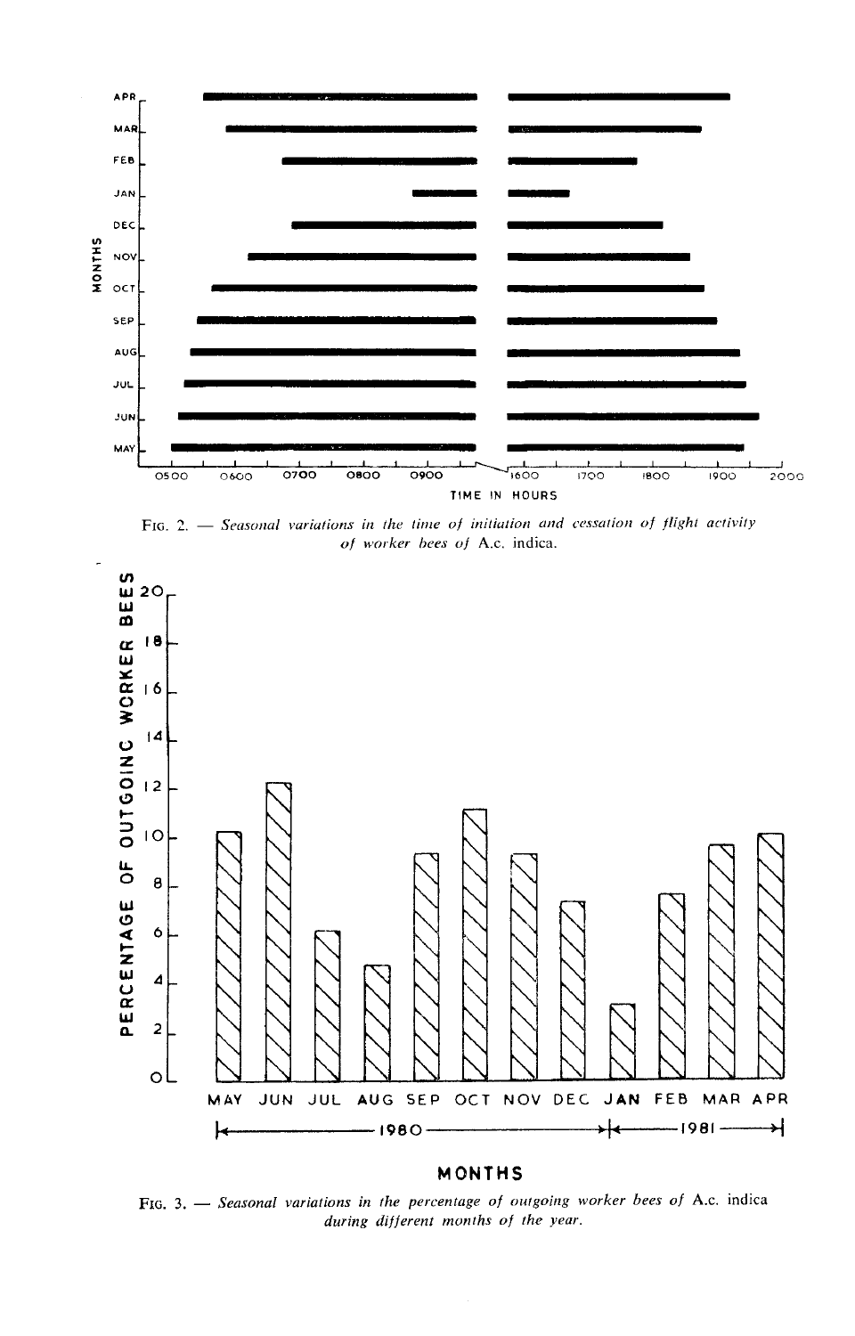FIG. 2. — *Seasonal variations in the time of initiation and cessation of flight activity of worker bees of* A.c. indica.

FIG. 3. — *Seasonal variations in the percentage of outgoing worker bees of* A.c. indica *during different months of the year.*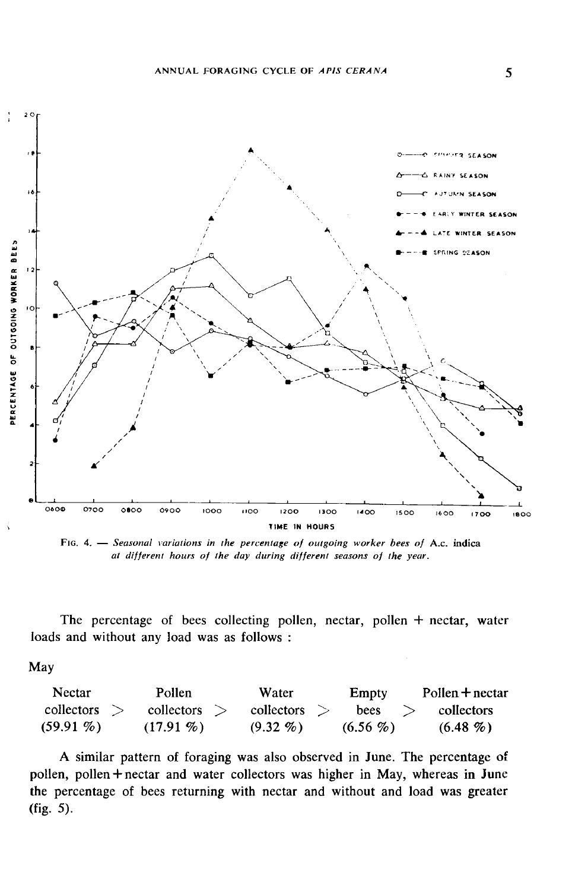FIG. 4. — *Seasonal variations in the percentage of outgoing worker bees of* A.c. indica *at different hours of the day during different seasons of the year.*

The percentage of bees collecting pollen, nectar, pollen + nectar, water loads and without any load was as follows :

May

| Nectar collectors | > | Pollen collectors | > | Water collectors | > | Empty bees | > | Pollen + nectar collectors |
|---|---|---|---|---|---|---|---|---|
| (59.91 %) | | (17.91 %) | | (9.32 %) | | (6.56 %) | | (6.48 %) |

A similar pattern of foraging was also observed in June. The percentage of pollen, pollen + nectar and water collectors was higher in May, whereas in June the percentage of bees returning with nectar and without and load was greater (fig. 5).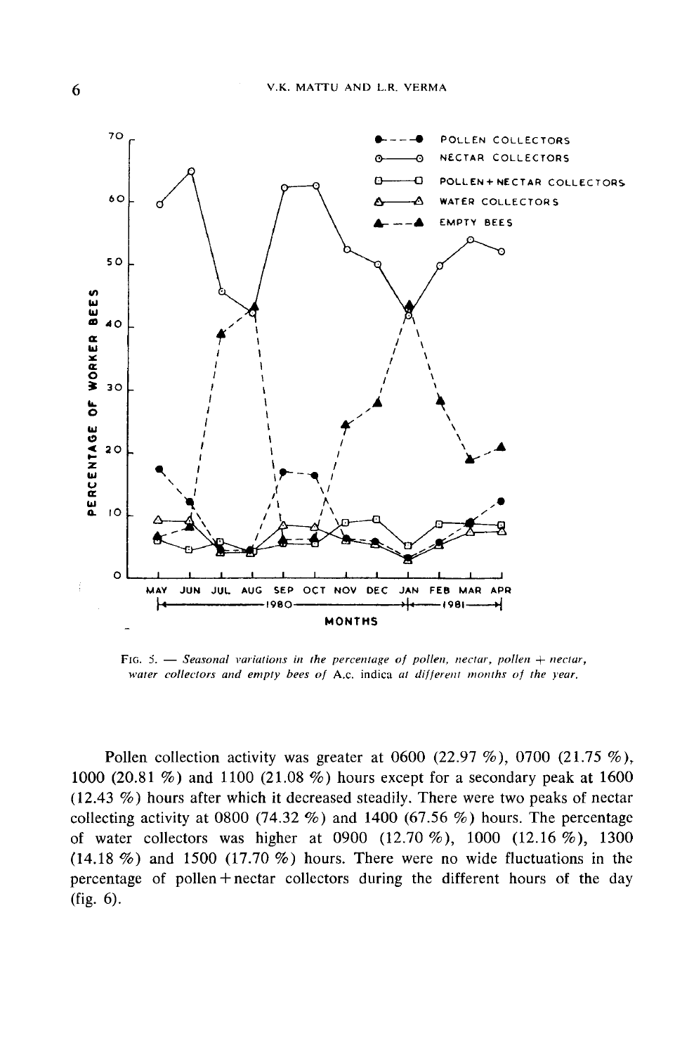FIG. 5. — *Seasonal variations in the percentage of pollen, nectar, pollen + nectar, water collectors and empty bees of* A.c. indica *at different months of the year.*

Pollen collection activity was greater at 0600 (22.97 %), 0700 (21.75 %), 1000 (20.81 %) and 1100 (21.08 %) hours except for a secondary peak at 1600 (12.43 %) hours after which it decreased steadily. There were two peaks of nectar collecting activity at 0800 (74.32 %) and 1400 (67.56 %) hours. The percentage of water collectors was higher at 0900 (12.70 %), 1000 (12.16 %), 1300 (14.18 %) and 1500 (17.70 %) hours. There were no wide fluctuations in the percentage of pollen + nectar collectors during the different hours of the day (fig. 6).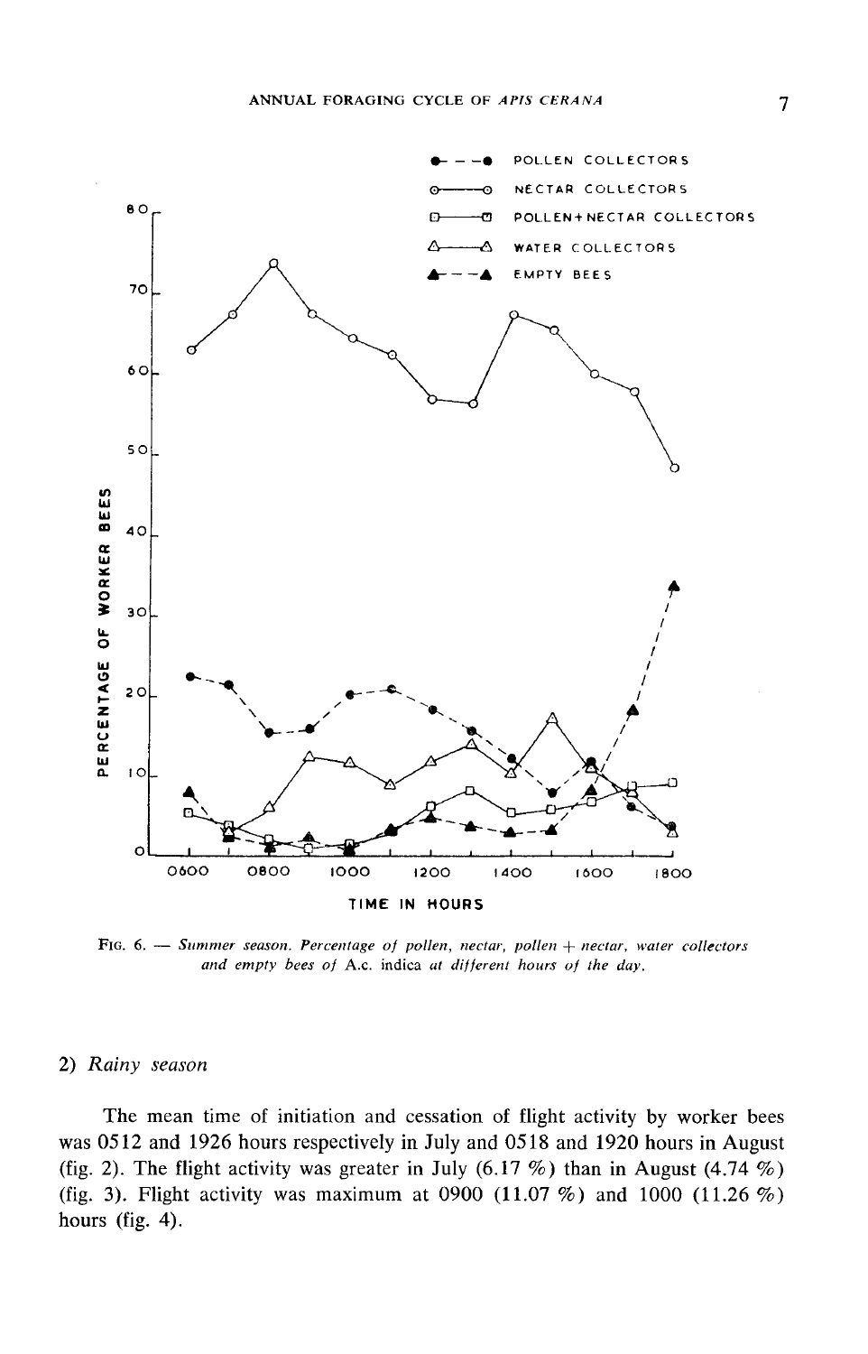Fig. 6. — *Summer season. Percentage of pollen, nectar, pollen + nectar, water collectors and empty bees of* A.c. indica *at different hours of the day.*

2) *Rainy season*

The mean time of initiation and cessation of flight activity by worker bees was 0512 and 1926 hours respectively in July and 0518 and 1920 hours in August (fig. 2). The flight activity was greater in July (6.17 %) than in August (4.74 %) (fig. 3). Flight activity was maximum at 0900 (11.07 %) and 1000 (11.26 %) hours (fig. 4).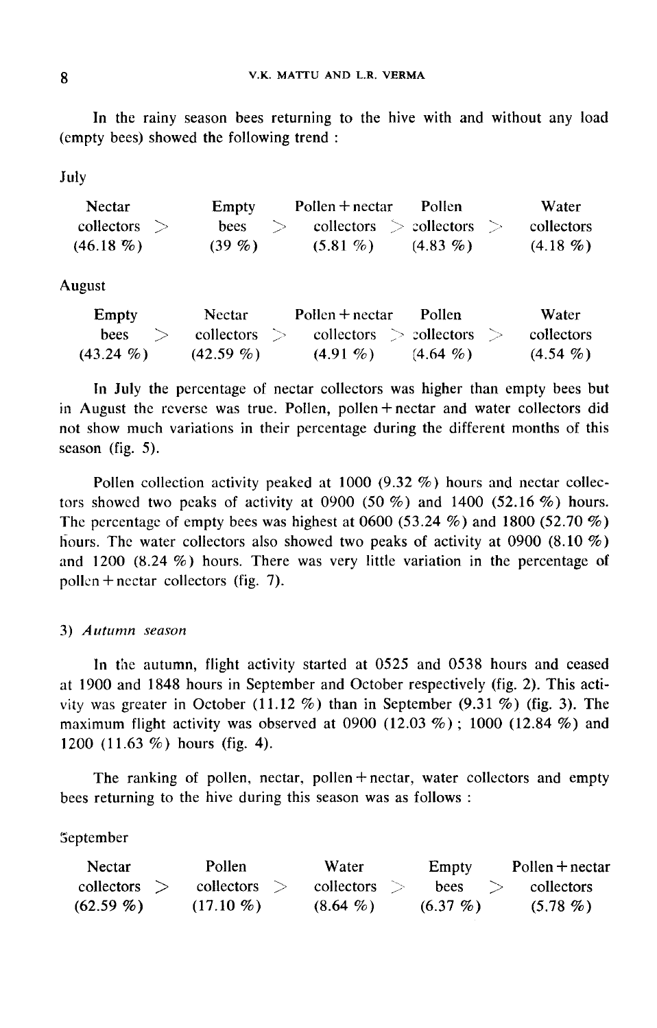In the rainy season bees returning to the hive with and without any load (empty bees) showed the following trend :

July

| Nectar collectors > | Empty bees > | Pollen + nectar collectors > | Pollen collectors > | Water collectors |
|---|---|---|---|---|
| (46.18 %) | (39 %) | (5.81 %) | (4.83 %) | (4.18 %) |

August

| Empty bees > | Nectar collectors > | Pollen + nectar collectors > | Pollen collectors > | Water collectors |
|---|---|---|---|---|
| (43.24 %) | (42.59 %) | (4.91 %) | (4.64 %) | (4.54 %) |

In July the percentage of nectar collectors was higher than empty bees but in August the reverse was true. Pollen, pollen + nectar and water collectors did not show much variations in their percentage during the different months of this season (fig. 5).

Pollen collection activity peaked at 1000 (9.32 %) hours and nectar collectors showed two peaks of activity at 0900 (50 %) and 1400 (52.16 %) hours. The percentage of empty bees was highest at 0600 (53.24 %) and 1800 (52.70 %) hours. The water collectors also showed two peaks of activity at 0900 (8.10 %) and 1200 (8.24 %) hours. There was very little variation in the percentage of pollen + nectar collectors (fig. 7).

### 3) *Autumn season*

In the autumn, flight activity started at 0525 and 0538 hours and ceased at 1900 and 1848 hours in September and October respectively (fig. 2). This activity was greater in October (11.12 %) than in September (9.31 %) (fig. 3). The maximum flight activity was observed at 0900 (12.03 %) ; 1000 (12.84 %) and 1200 (11.63 %) hours (fig. 4).

The ranking of pollen, nectar, pollen + nectar, water collectors and empty bees returning to the hive during this season was as follows :

September

| Nectar collectors > | Pollen collectors > | Water collectors > | Empty bees > | Pollen + nectar collectors |
|---|---|---|---|---|
| (62.59 %) | (17.10 %) | (8.64 %) | (6.37 %) | (5.78 %) |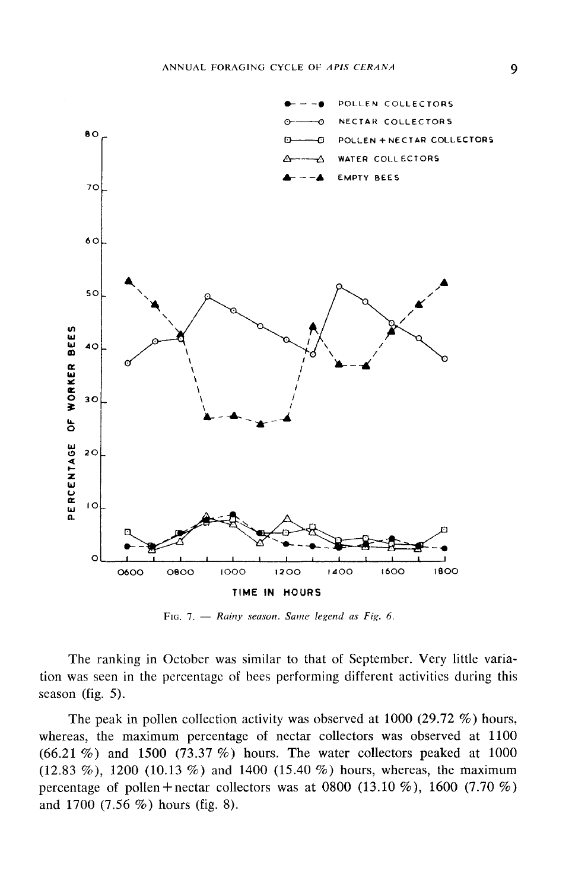Fig. 7. — *Rainy season. Same legend as Fig. 6.*

The ranking in October was similar to that of September. Very little variation was seen in the percentage of bees performing different activities during this season (fig. 5).

The peak in pollen collection activity was observed at 1000 (29.72 %) hours, whereas, the maximum percentage of nectar collectors was observed at 1100 (66.21 %) and 1500 (73.37 %) hours. The water collectors peaked at 1000 (12.83 %), 1200 (10.13 %) and 1400 (15.40 %) hours, whereas, the maximum percentage of pollen + nectar collectors was at 0800 (13.10 %), 1600 (7.70 %) and 1700 (7.56 %) hours (fig. 8).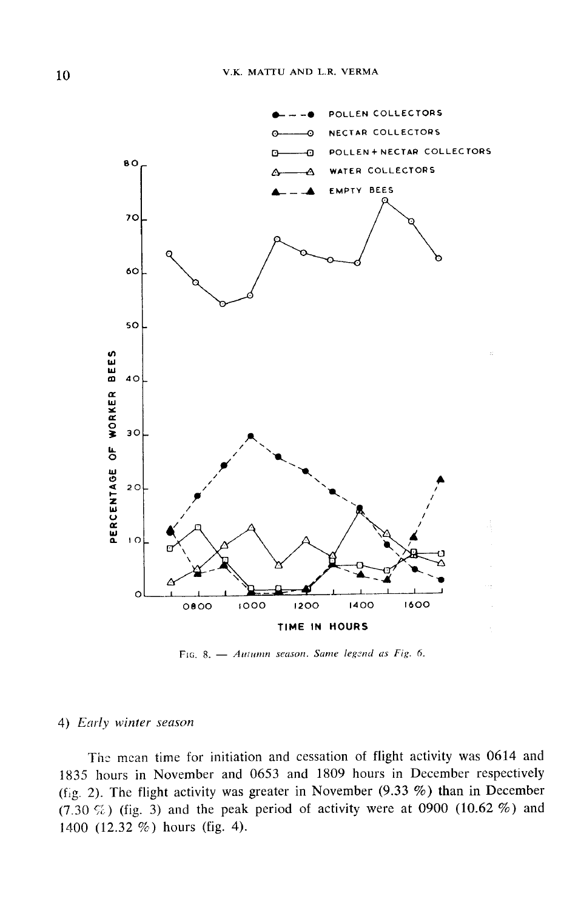Fig. 8. — *Autumn season. Same legend as Fig. 6.*

4) *Early winter season*

The mean time for initiation and cessation of flight activity was 0614 and 1835 hours in November and 0653 and 1809 hours in December respectively (fig. 2). The flight activity was greater in November (9.33 %) than in December (7.30 %) (fig. 3) and the peak period of activity were at 0900 (10.62 %) and 1400 (12.32 %) hours (fig. 4).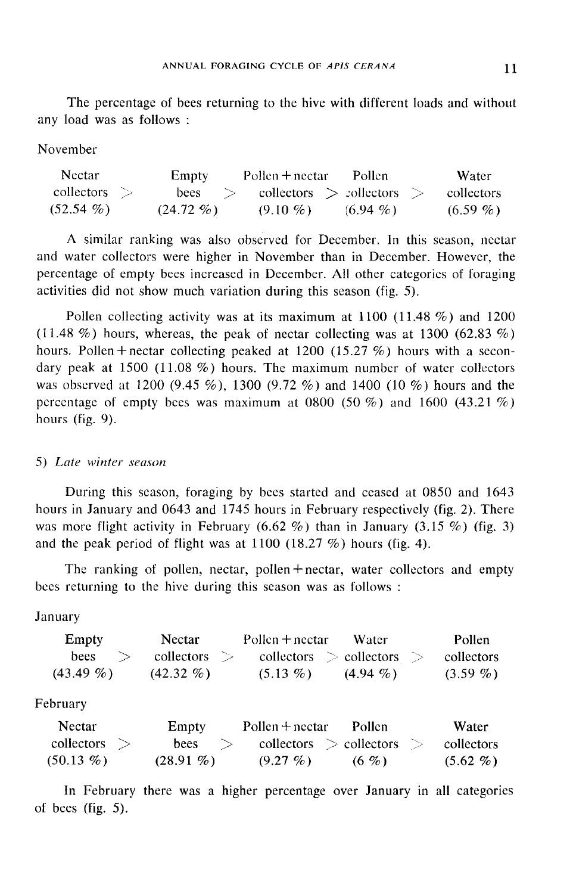The percentage of bees returning to the hive with different loads and without any load was as follows :

November

| Nectar collectors | > | Empty bees | > | Pollen + nectar collectors | > | Pollen collectors | > | Water collectors |
|---|---|---|---|---|---|---|---|---|
| (52.54 %) | | (24.72 %) | | (9.10 %) | | (6.94 %) | | (6.59 %) |

A similar ranking was also observed for December. In this season, nectar and water collectors were higher in November than in December. However, the percentage of empty bees increased in December. All other categories of foraging activities did not show much variation during this season (fig. 5).

Pollen collecting activity was at its maximum at 1100 (11.48 %) and 1200 (11.48 %) hours, whereas, the peak of nectar collecting was at 1300 (62.83 %) hours. Pollen + nectar collecting peaked at 1200 (15.27 %) hours with a secondary peak at 1500 (11.08 %) hours. The maximum number of water collectors was observed at 1200 (9.45 %), 1300 (9.72 %) and 1400 (10 %) hours and the percentage of empty bees was maximum at 0800 (50 %) and 1600 (43.21 %) hours (fig. 9).

5) *Late winter season*

During this season, foraging by bees started and ceased at 0850 and 1643 hours in January and 0643 and 1745 hours in February respectively (fig. 2). There was more flight activity in February (6.62 %) than in January (3.15 %) (fig. 3) and the peak period of flight was at 1100 (18.27 %) hours (fig. 4).

The ranking of pollen, nectar, pollen + nectar, water collectors and empty bees returning to the hive during this season was as follows :

January

| Empty bees | > | Nectar collectors | > | Pollen + nectar collectors | > | Water collectors | > | Pollen collectors |
|---|---|---|---|---|---|---|---|---|
| (43.49 %) | | (42.32 %) | | (5.13 %) | | (4.94 %) | | (3.59 %) |

February

| Nectar collectors | > | Empty bees | > | Pollen + nectar collectors | > | Pollen collectors | > | Water collectors |
|---|---|---|---|---|---|---|---|---|
| (50.13 %) | | (28.91 %) | | (9.27 %) | | (6 %) | | (5.62 %) |

In February there was a higher percentage over January in all categories of bees (fig. 5).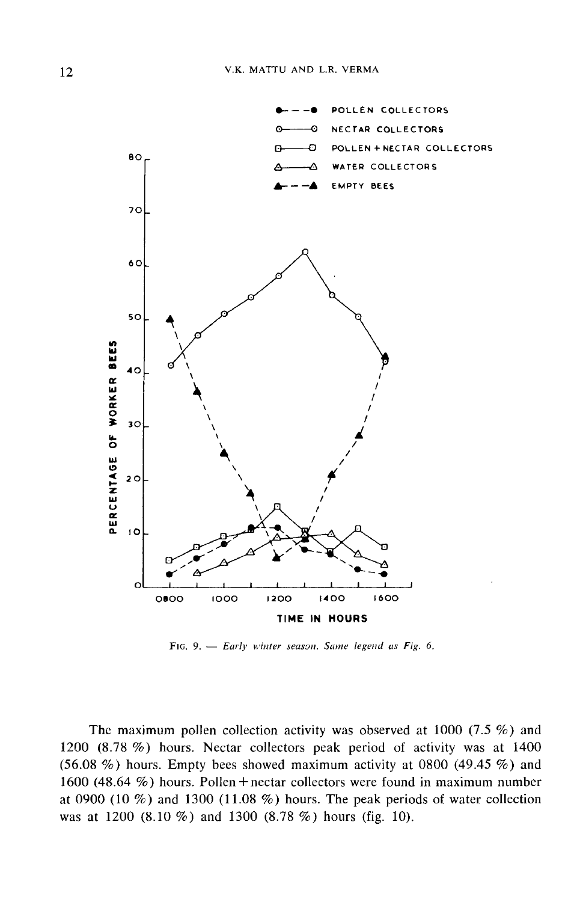Fig. 9. — *Early winter season. Same legend as Fig. 6.*

The maximum pollen collection activity was observed at 1000 (7.5 %) and 1200 (8.78 %) hours. Nectar collectors peak period of activity was at 1400 (56.08 %) hours. Empty bees showed maximum activity at 0800 (49.45 %) and 1600 (48.64 %) hours. Pollen + nectar collectors were found in maximum number at 0900 (10 %) and 1300 (11.08 %) hours. The peak periods of water collection was at 1200 (8.10 %) and 1300 (8.78 %) hours (fig. 10).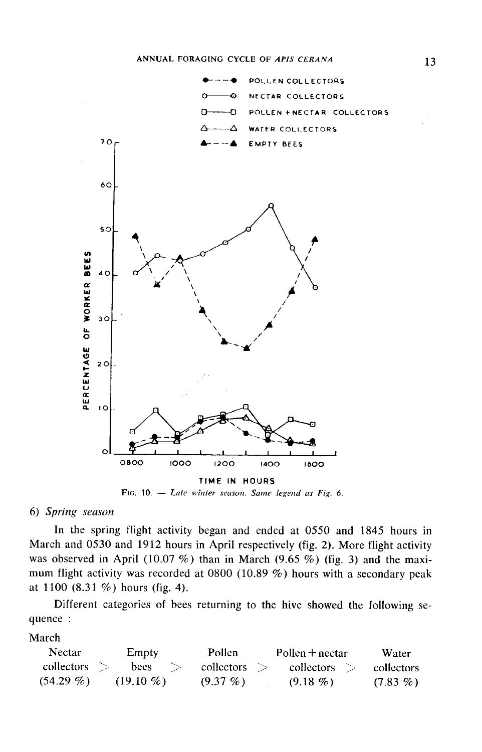FIG. 10. — *Late winter season. Same legend as Fig. 6.*

6) *Spring season*

In the spring flight activity began and ended at 0550 and 1845 hours in March and 0530 and 1912 hours in April respectively (fig. 2). More flight activity was observed in April (10.07 %) than in March (9.65 %) (fig. 3) and the maximum flight activity was recorded at 0800 (10.89 %) hours with a secondary peak at 1100 (8.31 %) hours (fig. 4).

Different categories of bees returning to the hive showed the following sequence :

March

| Nectar collectors (54.29 %) | > | Empty bees (19.10 %) | > | Pollen collectors (9.37 %) | > | Pollen + nectar collectors (9.18 %) | > | Water collectors (7.83 %) |
|---|---|---|---|---|---|---|---|---|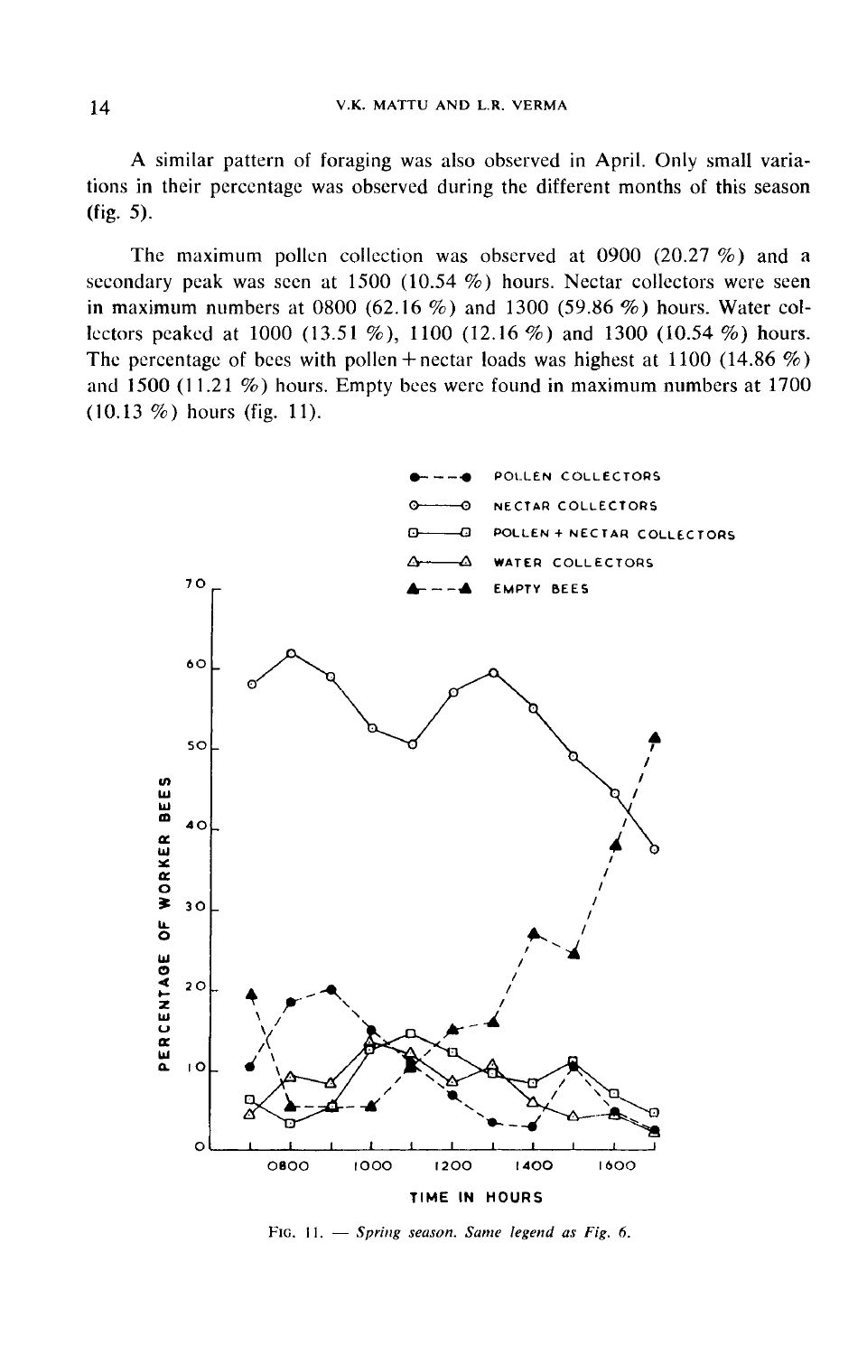A similar pattern of foraging was also observed in April. Only small variations in their percentage was observed during the different months of this season (fig. 5).

The maximum pollen collection was observed at 0900 (20.27 %) and a secondary peak was seen at 1500 (10.54 %) hours. Nectar collectors were seen in maximum numbers at 0800 (62.16 %) and 1300 (59.86 %) hours. Water collectors peaked at 1000 (13.51 %), 1100 (12.16 %) and 1300 (10.54 %) hours. The percentage of bees with pollen + nectar loads was highest at 1100 (14.86 %) and 1500 (11.21 %) hours. Empty bees were found in maximum numbers at 1700 (10.13 %) hours (fig. 11).

FIG. 11. — *Spring season. Same legend as Fig. 6.*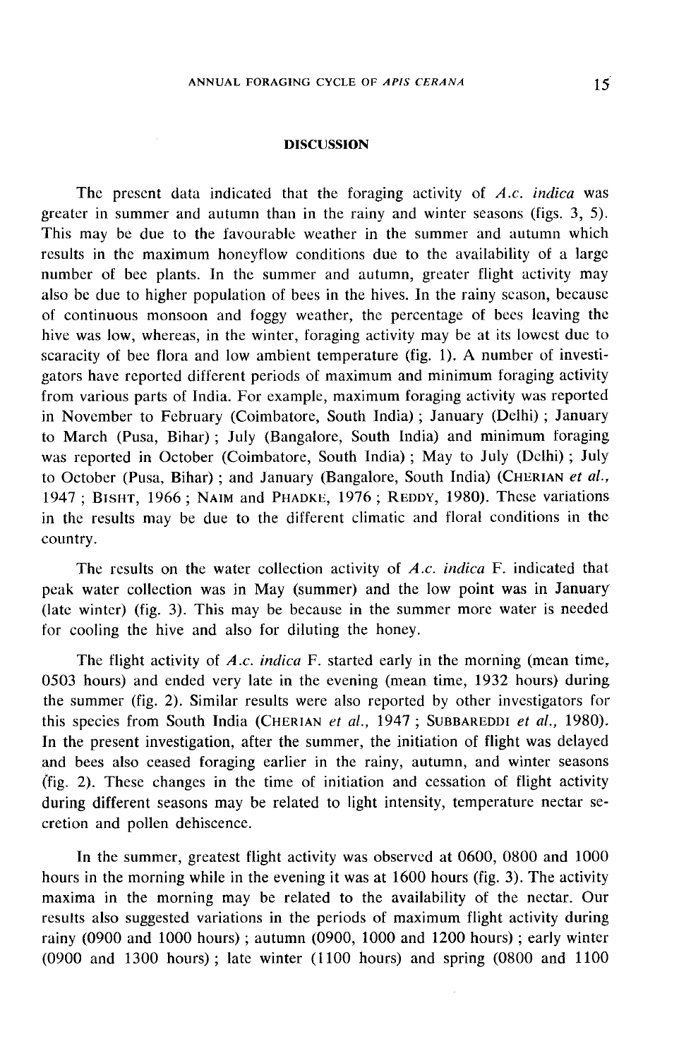## DISCUSSION

The present data indicated that the foraging activity of *A.c. indica* was greater in summer and autumn than in the rainy and winter seasons (figs. 3, 5). This may be due to the favourable weather in the summer and autumn which results in the maximum honeyflow conditions due to the availability of a large number of bee plants. In the summer and autumn, greater flight activity may also be due to higher population of bees in the hives. In the rainy season, because of continuous monsoon and foggy weather, the percentage of bees leaving the hive was low, whereas, in the winter, foraging activity may be at its lowest due to scaracity of bee flora and low ambient temperature (fig. 1). A number of investigators have reported different periods of maximum and minimum foraging activity from various parts of India. For example, maximum foraging activity was reported in November to February (Coimbatore, South India) ; January (Delhi) ; January to March (Pusa, Bihar) ; July (Bangalore, South India) and minimum foraging was reported in October (Coimbatore, South India) ; May to July (Delhi) ; July to October (Pusa, Bihar) ; and January (Bangalore, South India) (CHERIAN *et al.*, 1947 ; BISHT, 1966 ; NAIM and PHADKE, 1976 ; REDDY, 1980). These variations in the results may be due to the different climatic and floral conditions in the country.

The results on the water collection activity of *A.c. indica* F. indicated that peak water collection was in May (summer) and the low point was in January (late winter) (fig. 3). This may be because in the summer more water is needed for cooling the hive and also for diluting the honey.

The flight activity of *A.c. indica* F. started early in the morning (mean time, 0503 hours) and ended very late in the evening (mean time, 1932 hours) during the summer (fig. 2). Similar results were also reported by other investigators for this species from South India (CHERIAN *et al.*, 1947 ; SUBBAREDDI *et al.*, 1980). In the present investigation, after the summer, the initiation of flight was delayed and bees also ceased foraging earlier in the rainy, autumn, and winter seasons (fig. 2). These changes in the time of initiation and cessation of flight activity during different seasons may be related to light intensity, temperature nectar secretion and pollen dehiscence.

In the summer, greatest flight activity was observed at 0600, 0800 and 1000 hours in the morning while in the evening it was at 1600 hours (fig. 3). The activity maxima in the morning may be related to the availability of the nectar. Our results also suggested variations in the periods of maximum flight activity during rainy (0900 and 1000 hours) ; autumn (0900, 1000 and 1200 hours) ; early winter (0900 and 1300 hours) ; late winter (1100 hours) and spring (0800 and 1100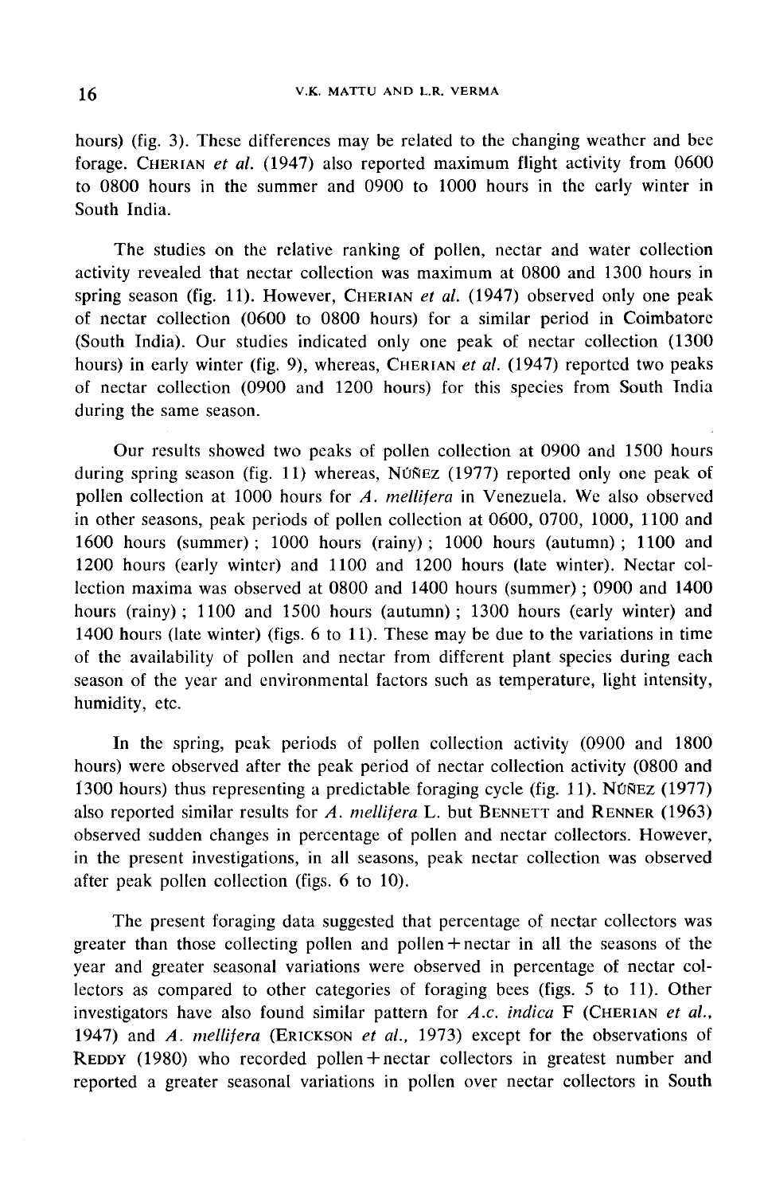hours) (fig. 3). These differences may be related to the changing weather and bee forage. CHERIAN *et al.* (1947) also reported maximum flight activity from 0600 to 0800 hours in the summer and 0900 to 1000 hours in the early winter in South India.

The studies on the relative ranking of pollen, nectar and water collection activity revealed that nectar collection was maximum at 0800 and 1300 hours in spring season (fig. 11). However, CHERIAN *et al.* (1947) observed only one peak of nectar collection (0600 to 0800 hours) for a similar period in Coimbatore (South India). Our studies indicated only one peak of nectar collection (1300 hours) in early winter (fig. 9), whereas, CHERIAN *et al.* (1947) reported two peaks of nectar collection (0900 and 1200 hours) for this species from South India during the same season.

Our results showed two peaks of pollen collection at 0900 and 1500 hours during spring season (fig. 11) whereas, NÚÑEZ (1977) reported only one peak of pollen collection at 1000 hours for *A. mellifera* in Venezuela. We also observed in other seasons, peak periods of pollen collection at 0600, 0700, 1000, 1100 and 1600 hours (summer) ; 1000 hours (rainy) ; 1000 hours (autumn) ; 1100 and 1200 hours (early winter) and 1100 and 1200 hours (late winter). Nectar collection maxima was observed at 0800 and 1400 hours (summer) ; 0900 and 1400 hours (rainy) ; 1100 and 1500 hours (autumn) ; 1300 hours (early winter) and 1400 hours (late winter) (figs. 6 to 11). These may be due to the variations in time of the availability of pollen and nectar from different plant species during each season of the year and environmental factors such as temperature, light intensity, humidity, etc.

In the spring, peak periods of pollen collection activity (0900 and 1800 hours) were observed after the peak period of nectar collection activity (0800 and 1300 hours) thus representing a predictable foraging cycle (fig. 11). NÚÑEZ (1977) also reported similar results for *A. mellifera* L. but BENNETT and RENNER (1963) observed sudden changes in percentage of pollen and nectar collectors. However, in the present investigations, in all seasons, peak nectar collection was observed after peak pollen collection (figs. 6 to 10).

The present foraging data suggested that percentage of nectar collectors was greater than those collecting pollen and pollen + nectar in all the seasons of the year and greater seasonal variations were observed in percentage of nectar collectors as compared to other categories of foraging bees (figs. 5 to 11). Other investigators have also found similar pattern for *A.c. indica* F (CHERIAN *et al.*, 1947) and *A. mellifera* (ERICKSON *et al.*, 1973) except for the observations of REDDY (1980) who recorded pollen + nectar collectors in greatest number and reported a greater seasonal variations in pollen over nectar collectors in South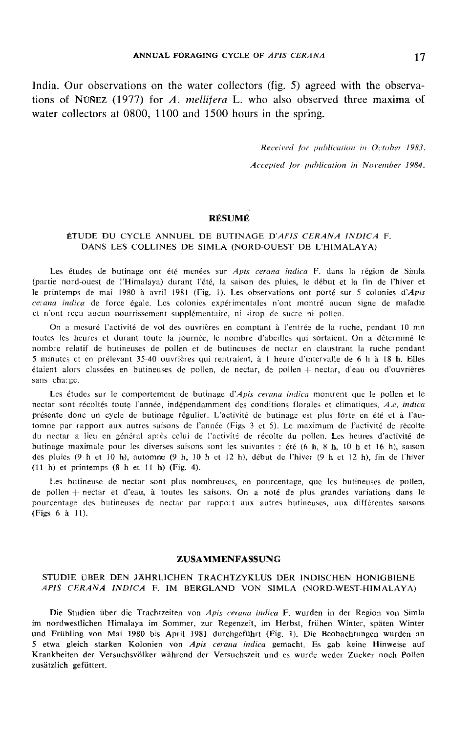India. Our observations on the water collectors (fig. 5) agreed with the observations of NÚÑEZ (1977) for *A. mellifera* L. who also observed three maxima of water collectors at 0800, 1100 and 1500 hours in the spring.

*Received for publication in October 1983.*

*Accepted for publication in November 1984.*

## RÉSUMÉ

### ÉTUDE DU CYCLE ANNUEL DE BUTINAGE D'*APIS CERANA INDICA* F. DANS LES COLLINES DE SIMLA (NORD-OUEST DE L'HIMALAYA)

Les études de butinage ont été menées sur *Apis cerana indica* F. dans la région de Simla (partie nord-ouest de l'Himalaya) durant l'été, la saison des pluies, le début et la fin de l'hiver et le printemps de mai 1980 à avril 1981 (Fig. 1). Les observations ont porté sur 5 colonies d'*Apis cerana indica* de force égale. Les colonies expérimentales n'ont montré aucun signe de maladie et n'ont reçu aucun nourrissement supplémentaire, ni sirop de sucre ni pollen.

On a mesuré l'activité de vol des ouvrières en comptant à l'entrée de la ruche, pendant 10 mn toutes les heures et durant toute la journée, le nombre d'abeilles qui sortaient. On a déterminé le nombre relatif de butineuses de pollen et de butineuses de nectar en claustrant la ruche pendant 5 minutes et en prélevant 35-40 ouvrières qui rentraient, à 1 heure d'intervalle de 6 h à 18 h. Elles étaient alors classées en butineuses de pollen, de nectar, de pollen + nectar, d'eau ou d'ouvrières sans charge.

Les études sur le comportement de butinage d'*Apis cerana indica* montrent que le pollen et le nectar sont récoltés toute l'année, indépendamment des conditions florales et climatiques. *A.c. indica* présente donc un cycle de butinage régulier. L'activité de butinage est plus forte en été et à l'automne par rapport aux autres saisons de l'année (Figs 3 et 5). Le maximum de l'activité de récolte du nectar a lieu en général après celui de l'activité de récolte du pollen. Les heures d'activité de butinage maximale pour les diverses saisons sont les suivantes : été (6 h, 8 h, 10 h et 16 h), saison des pluies (9 h et 10 h), automne (9 h, 10 h et 12 h), début de l'hiver (9 h et 12 h), fin de l'hiver (11 h) et printemps (8 h et 11 h) (Fig. 4).

Les butineuse de nectar sont plus nombreuses, en pourcentage, que les butineuses de pollen, de pollen + nectar et d'eau, à toutes les saisons. On a noté de plus grandes variations dans le pourcentage des butineuses de nectar par rapport aux autres butineuses, aux différentes saisons (Figs 6 à 11).

## ZUSAMMENFASSUNG

### STUDIE ÜBER DEN JÄHRLICHEN TRACHTZYKLUS DER INDISCHEN HONIGBIENE *APIS CERANA INDICA* F. IM BERGLAND VON SIMLA (NORD-WEST-HIMALAYA)

Die Studien über die Trachtzeiten von *Apis cerana indica* F. wurden in der Region von Simla im nordwestlichen Himalaya im Sommer, zur Regenzeit, im Herbst, frühen Winter, späten Winter und Frühling von Mai 1980 bis April 1981 durchgeführt (Fig. 1). Die Beobachtungen wurden an 5 etwa gleich starken Kolonien von *Apis cerana indica* gemacht. Es gab keine Hinweise auf Krankheiten der Versuchsvölker während der Versuchszeit und es wurde weder Zucker noch Pollen zusätzlich gefüttert.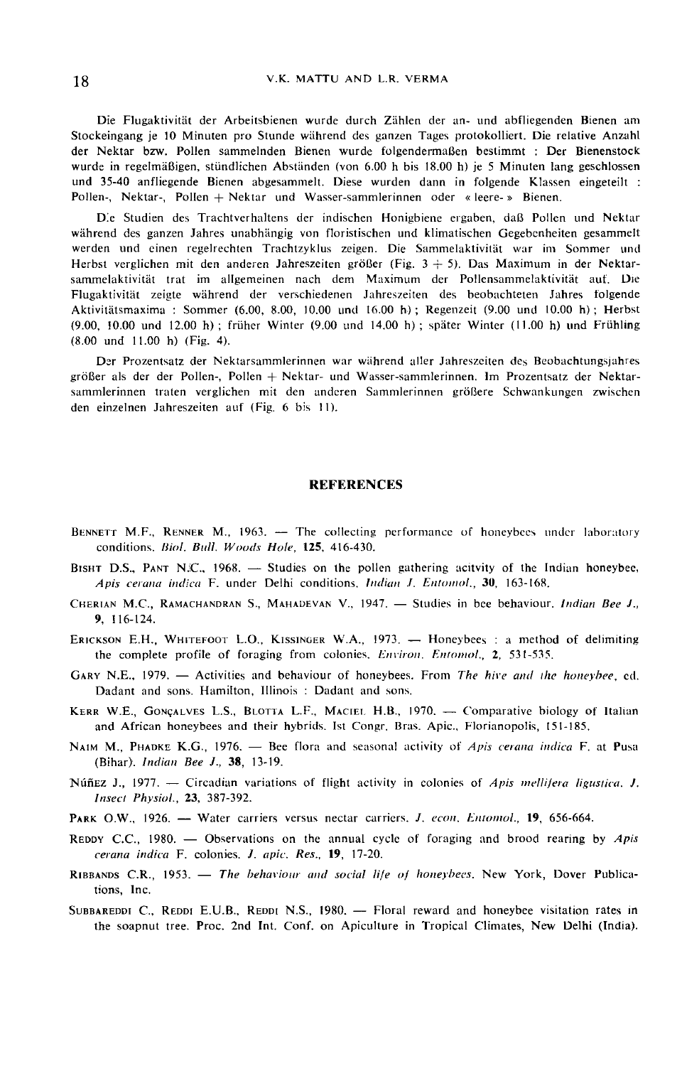Die Flugaktivität der Arbeitsbienen wurde durch Zählen der an- und abfliegenden Bienen am Stockeingang je 10 Minuten pro Stunde während des ganzen Tages protokolliert. Die relative Anzahl der Nektar bzw. Pollen sammelnden Bienen wurde folgendermaßen bestimmt : Der Bienenstock wurde in regelmäßigen, stündlichen Abständen (von 6.00 h bis 18.00 h) je 5 Minuten lang geschlossen und 35-40 anfliegende Bienen abgesammelt. Diese wurden dann in folgende Klassen eingeteilt : Pollen-, Nektar-, Pollen + Nektar und Wasser-sammlerinnen oder « leere- » Bienen.

Die Studien des Trachtverhaltens der indischen Honigbiene ergaben, daß Pollen und Nektar während des ganzen Jahres unabhängig von floristischen und klimatischen Gegebenheiten gesammelt werden und einen regelrechten Trachtzyklus zeigen. Die Sammelaktivität war im Sommer und Herbst verglichen mit den anderen Jahreszeiten größer (Fig. 3 ÷ 5). Das Maximum in der Nektarsammelaktivität trat im allgemeinen nach dem Maximum der Pollensammelaktivität auf. Die Flugaktivität zeigte während der verschiedenen Jahreszeiten des beobachteten Jahres folgende Aktivitätsmaxima : Sommer (6.00, 8.00, 10.00 und 16.00 h) ; Regenzeit (9.00 und 10.00 h) ; Herbst (9.00, 10.00 und 12.00 h) ; früher Winter (9.00 und 14.00 h) ; später Winter (11.00 h) und Frühling (8.00 und 11.00 h) (Fig. 4).

Der Prozentsatz der Nektarsammlerinnen war während aller Jahreszeiten des Beobachtungsjahres größer als der der Pollen-, Pollen + Nektar- und Wasser-sammlerinnen. Im Prozentsatz der Nektarsammlerinnen traten verglichen mit den anderen Sammlerinnen größere Schwankungen zwischen den einzelnen Jahreszeiten auf (Fig. 6 bis 11).

## REFERENCES

BENNETT M.F., RENNER M., 1963. — The collecting performance of honeybees under laboratory conditions. *Biol. Bull. Woods Hole*, **125**, 416-430.

BISHT D.S., PANT N.C., 1968. — Studies on the pollen gathering acitvity of the Indian honeybee, *Apis cerana indica* F. under Delhi conditions. *Indian J. Entomol.*, **30**, 163-168.

CHERIAN M.C., RAMACHANDRAN S., MAHADEVAN V., 1947. — Studies in bee behaviour. *Indian Bee J.*, **9**, 116-124.

ERICKSON E.H., WHITEFOOT L.O., KISSINGER W.A., 1973. — Honeybees : a method of delimiting the complete profile of foraging from colonies. *Environ. Entomol.*, **2**, 531-535.

GARY N.E., 1979. — Activities and behaviour of honeybees. From *The hive and the honeybee*, ed. Dadant and sons. Hamilton, Illinois : Dadant and sons.

KERR W.E., GONÇALVES L.S., BLOTTA L.F., MACIEL H.B., 1970. — Comparative biology of Italian and African honeybees and their hybrids. Ist Congr. Bras. Apic., Florianopolis, 151-185.

NAIM M., PHADKE K.G., 1976. — Bee flora and seasonal activity of *Apis cerana indica* F. at Pusa (Bihar). *Indian Bee J.*, **38**, 13-19.

NÚÑEZ J., 1977. — Circadian variations of flight activity in colonies of *Apis mellifera ligustica*. *J. Insect Physiol.*, **23**, 387-392.

PARK O.W., 1926. — Water carriers versus nectar carriers. *J. econ. Entomol.*, **19**, 656-664.

REDDY C.C., 1980. — Observations on the annual cycle of foraging and brood rearing by *Apis cerana indica* F. colonies. *J. apic. Res.*, **19**, 17-20.

RIBBANDS C.R., 1953. — *The behaviour and social life of honeybees*. New York, Dover Publications, Inc.

SUBBAREDDI C., REDDI E.U.B., REDDI N.S., 1980. — Floral reward and honeybee visitation rates in the soapnut tree. Proc. 2nd Int. Conf. on Apiculture in Tropical Climates, New Delhi (India).